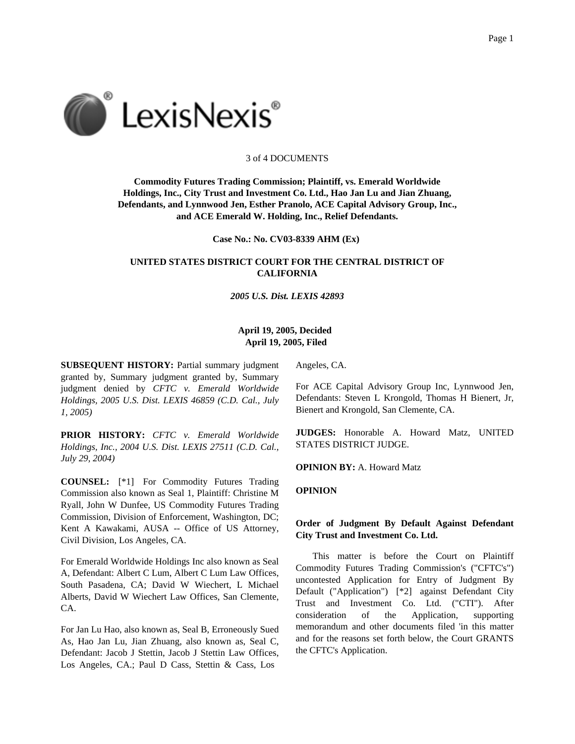3 of 4 DOCUMENTS

**Commodity Futures Trading Commission; Plaintiff, vs. Emerald Worldwide Holdings, Inc., City Trust and Investment Co. Ltd., Hao Jan Lu and Jian Zhuang, Defendants, and Lynnwood Jen, Esther Pranolo, ACE Capital Advisory Group, Inc., and ACE Emerald W. Holding, Inc., Relief Defendants.**

**Case No.: No. CV03-8339 AHM (Ex)**

**UNITED STATES DISTRICT COURT FOR THE CENTRAL DISTRICT OF CALIFORNIA**

*2005 U.S. Dist. LEXIS 42893*

**April 19, 2005, Decided**
**April 19, 2005, Filed**

**SUBSEQUENT HISTORY:** Partial summary judgment granted by, Summary judgment granted by, Summary judgment denied by *CFTC v. Emerald Worldwide Holdings, 2005 U.S. Dist. LEXIS 46859 (C.D. Cal., July 1, 2005)*

**PRIOR HISTORY:** *CFTC v. Emerald Worldwide Holdings, Inc., 2004 U.S. Dist. LEXIS 27511 (C.D. Cal., July 29, 2004)*

**COUNSEL:** [*1] For Commodity Futures Trading Commission also known as Seal 1, Plaintiff: Christine M Ryall, John W Dunfee, US Commodity Futures Trading Commission, Division of Enforcement, Washington, DC; Kent A Kawakami, AUSA -- Office of US Attorney, Civil Division, Los Angeles, CA.

For Emerald Worldwide Holdings Inc also known as Seal A, Defendant: Albert C Lum, Albert C Lum Law Offices, South Pasadena, CA; David W Wiechert, L Michael Alberts, David W Wiechert Law Offices, San Clemente, CA.

For Jan Lu Hao, also known as, Seal B, Erroneously Sued As, Hao Jan Lu, Jian Zhuang, also known as, Seal C, Defendant: Jacob J Stettin, Jacob J Stettin Law Offices, Los Angeles, CA.; Paul D Cass, Stettin & Cass, Los Angeles, CA.

For ACE Capital Advisory Group Inc, Lynnwood Jen, Defendants: Steven L Krongold, Thomas H Bienert, Jr, Bienert and Krongold, San Clemente, CA.

**JUDGES:** Honorable A. Howard Matz, UNITED STATES DISTRICT JUDGE.

**OPINION BY:** A. Howard Matz

**OPINION**

**Order of Judgment By Default Against Defendant City Trust and Investment Co. Ltd.**

This matter is before the Court on Plaintiff Commodity Futures Trading Commission's ("CFTC's") uncontested Application for Entry of Judgment By Default ("Application") [*2] against Defendant City Trust and Investment Co. Ltd. ("CTI"). After consideration of the Application, supporting memorandum and other documents filed 'in this matter and for the reasons set forth below, the Court GRANTS the CFTC's Application.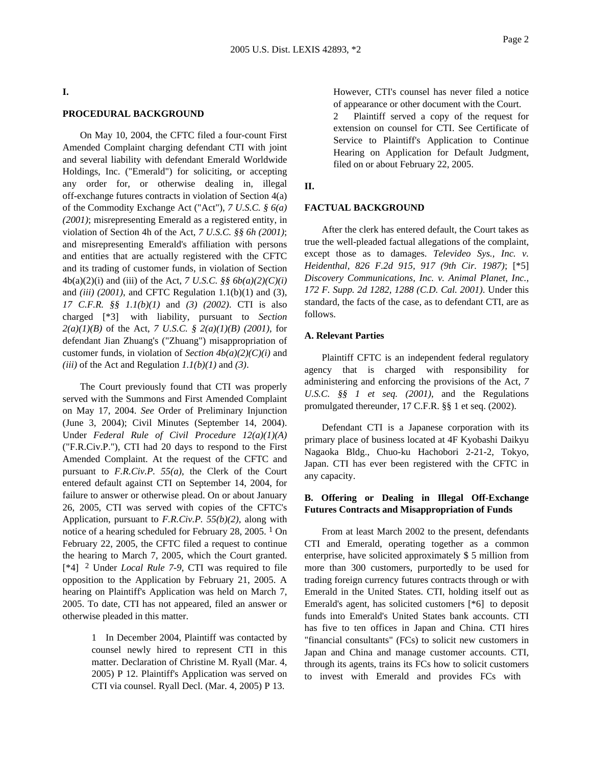## I.

## PROCEDURAL BACKGROUND

On May 10, 2004, the CFTC filed a four-count First Amended Complaint charging defendant CTI with joint and several liability with defendant Emerald Worldwide Holdings, Inc. ("Emerald") for soliciting, or accepting any order for, or otherwise dealing in, illegal off-exchange futures contracts in violation of Section 4(a) of the Commodity Exchange Act ("Act"), *7 U.S.C. § 6(a) (2001)*; misrepresenting Emerald as a registered entity, in violation of Section 4h of the Act, *7 U.S.C. §§ 6h (2001)*; and misrepresenting Emerald's affiliation with persons and entities that are actually registered with the CFTC and its trading of customer funds, in violation of Section 4b(a)(2)(i) and (iii) of the Act, *7 U.S.C. §§ 6b(a)(2)(C)(i)* and *(iii) (2001)*, and CFTC Regulation 1.1(b)(1) and (3), *17 C.F.R. §§ 1.1(b)(1)* and *(3) (2002)*. CTI is also charged [*3] with liability, pursuant to *Section 2(a)(1)(B)* of the Act, *7 U.S.C. § 2(a)(1)(B) (2001)*, for defendant Jian Zhuang's ("Zhuang") misappropriation of customer funds, in violation of *Section 4b(a)(2)(C)(i)* and *(iii)* of the Act and Regulation *1.1(b)(1)* and *(3)*.

The Court previously found that CTI was properly served with the Summons and First Amended Complaint on May 17, 2004. *See* Order of Preliminary Injunction (June 3, 2004); Civil Minutes (September 14, 2004). Under *Federal Rule of Civil Procedure 12(a)(1)(A)* ("F.R.Civ.P."), CTI had 20 days to respond to the First Amended Complaint. At the request of the CFTC and pursuant to *F.R.Civ.P. 55(a)*, the Clerk of the Court entered default against CTI on September 14, 2004, for failure to answer or otherwise plead. On or about January 26, 2005, CTI was served with copies of the CFTC's Application, pursuant to *F.R.Civ.P. 55(b)(2)*, along with notice of a hearing scheduled for February 28, 2005. [1] On February 22, 2005, the CFTC filed a request to continue the hearing to March 7, 2005, which the Court granted. [*4] [2] Under *Local Rule 7-9*, CTI was required to file opposition to the Application by February 21, 2005. A hearing on Plaintiff's Application was held on March 7, 2005. To date, CTI has not appeared, filed an answer or otherwise pleaded in this matter.

1 In December 2004, Plaintiff was contacted by counsel newly hired to represent CTI in this matter. Declaration of Christine M. Ryall (Mar. 4, 2005) P 12. Plaintiff's Application was served on CTI via counsel. Ryall Decl. (Mar. 4, 2005) P 13. However, CTI's counsel has never filed a notice of appearance or other document with the Court.

2 Plaintiff served a copy of the request for extension on counsel for CTI. See Certificate of Service to Plaintiff's Application to Continue Hearing on Application for Default Judgment, filed on or about February 22, 2005.

## II.

## FACTUAL BACKGROUND

After the clerk has entered default, the Court takes as true the well-pleaded factual allegations of the complaint, except those as to damages. *Televideo Sys., Inc. v. Heidenthal, 826 F.2d 915, 917 (9th Cir. 1987)*; [*5] *Discovery Communications, Inc. v. Animal Planet, Inc., 172 F. Supp. 2d 1282, 1288 (C.D. Cal. 2001)*. Under this standard, the facts of the case, as to defendant CTI, are as follows.

### A. Relevant Parties

Plaintiff CFTC is an independent federal regulatory agency that is charged with responsibility for administering and enforcing the provisions of the Act, *7 U.S.C. §§ 1 et seq. (2001)*, and the Regulations promulgated thereunder, 17 C.F.R. §§ 1 et seq. (2002).

Defendant CTI is a Japanese corporation with its primary place of business located at 4F Kyobashi Daikyu Nagaoka Bldg., Chuo-ku Hachobori 2-21-2, Tokyo, Japan. CTI has ever been registered with the CFTC in any capacity.

### B. Offering or Dealing in Illegal Off-Exchange Futures Contracts and Misappropriation of Funds

From at least March 2002 to the present, defendants CTI and Emerald, operating together as a common enterprise, have solicited approximately $ 5 million from more than 300 customers, purportedly to be used for trading foreign currency futures contracts through or with Emerald in the United States. CTI, holding itself out as Emerald's agent, has solicited customers [*6] to deposit funds into Emerald's United States bank accounts. CTI has five to ten offices in Japan and China. CTI hires "financial consultants" (FCs) to solicit new customers in Japan and China and manage customer accounts. CTI, through its agents, trains its FCs how to solicit customers to invest with Emerald and provides FCs with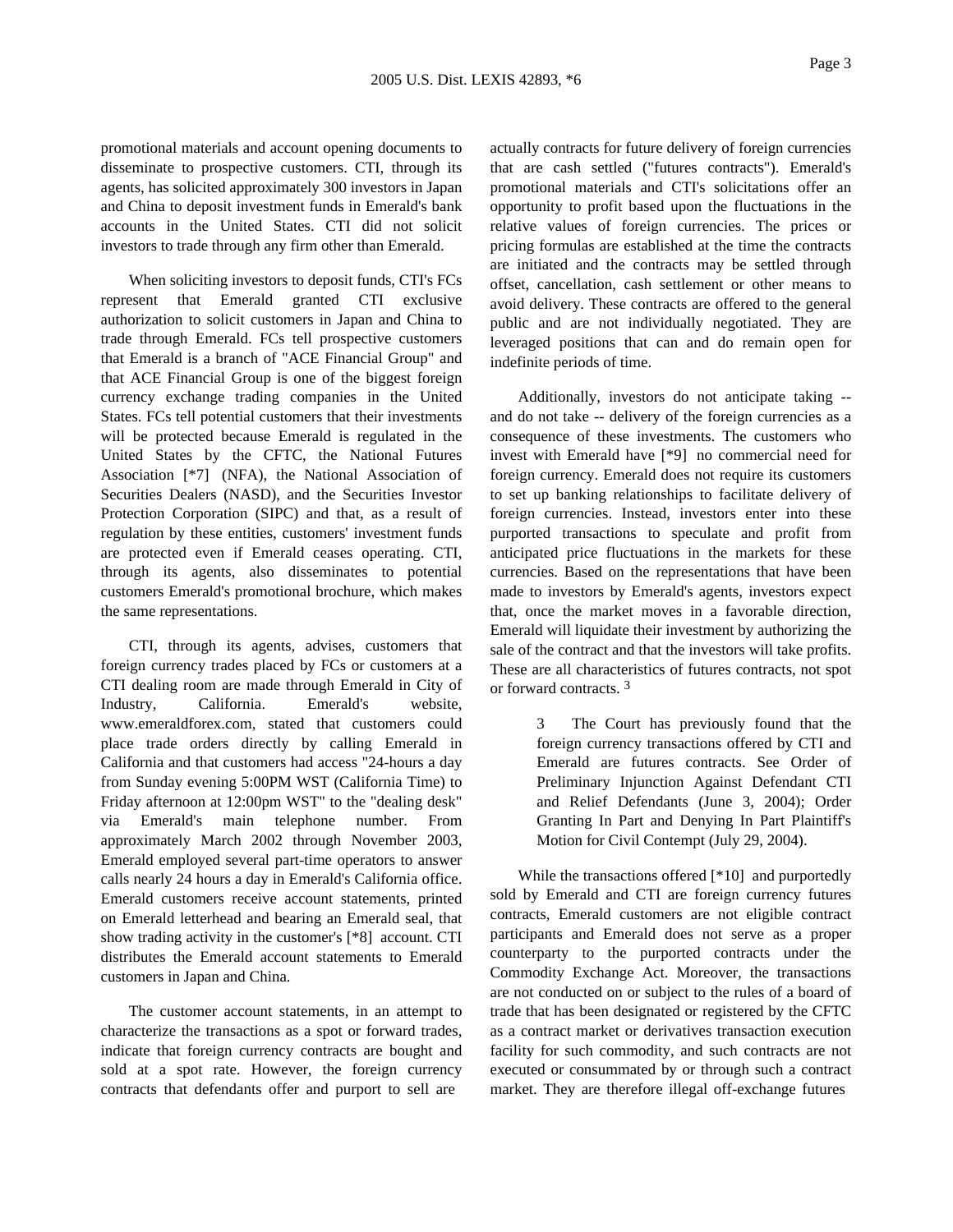promotional materials and account opening documents to disseminate to prospective customers. CTI, through its agents, has solicited approximately 300 investors in Japan and China to deposit investment funds in Emerald's bank accounts in the United States. CTI did not solicit investors to trade through any firm other than Emerald.

When soliciting investors to deposit funds, CTI's FCs represent that Emerald granted CTI exclusive authorization to solicit customers in Japan and China to trade through Emerald. FCs tell prospective customers that Emerald is a branch of "ACE Financial Group" and that ACE Financial Group is one of the biggest foreign currency exchange trading companies in the United States. FCs tell potential customers that their investments will be protected because Emerald is regulated in the United States by the CFTC, the National Futures Association [*7] (NFA), the National Association of Securities Dealers (NASD), and the Securities Investor Protection Corporation (SIPC) and that, as a result of regulation by these entities, customers' investment funds are protected even if Emerald ceases operating. CTI, through its agents, also disseminates to potential customers Emerald's promotional brochure, which makes the same representations.

CTI, through its agents, advises, customers that foreign currency trades placed by FCs or customers at a CTI dealing room are made through Emerald in City of Industry, California. Emerald's website, www.emeraldforex.com, stated that customers could place trade orders directly by calling Emerald in California and that customers had access "24-hours a day from Sunday evening 5:00PM WST (California Time) to Friday afternoon at 12:00pm WST" to the "dealing desk" via Emerald's main telephone number. From approximately March 2002 through November 2003, Emerald employed several part-time operators to answer calls nearly 24 hours a day in Emerald's California office. Emerald customers receive account statements, printed on Emerald letterhead and bearing an Emerald seal, that show trading activity in the customer's [*8] account. CTI distributes the Emerald account statements to Emerald customers in Japan and China.

The customer account statements, in an attempt to characterize the transactions as a spot or forward trades, indicate that foreign currency contracts are bought and sold at a spot rate. However, the foreign currency contracts that defendants offer and purport to sell are actually contracts for future delivery of foreign currencies that are cash settled ("futures contracts"). Emerald's promotional materials and CTI's solicitations offer an opportunity to profit based upon the fluctuations in the relative values of foreign currencies. The prices or pricing formulas are established at the time the contracts are initiated and the contracts may be settled through offset, cancellation, cash settlement or other means to avoid delivery. These contracts are offered to the general public and are not individually negotiated. They are leveraged positions that can and do remain open for indefinite periods of time.

Additionally, investors do not anticipate taking -- and do not take -- delivery of the foreign currencies as a consequence of these investments. The customers who invest with Emerald have [*9] no commercial need for foreign currency. Emerald does not require its customers to set up banking relationships to facilitate delivery of foreign currencies. Instead, investors enter into these purported transactions to speculate and profit from anticipated price fluctuations in the markets for these currencies. Based on the representations that have been made to investors by Emerald's agents, investors expect that, once the market moves in a favorable direction, Emerald will liquidate their investment by authorizing the sale of the contract and that the investors will take profits. These are all characteristics of futures contracts, not spot or forward contracts. [3]

> 3 The Court has previously found that the foreign currency transactions offered by CTI and Emerald are futures contracts. See Order of Preliminary Injunction Against Defendant CTI and Relief Defendants (June 3, 2004); Order Granting In Part and Denying In Part Plaintiff's Motion for Civil Contempt (July 29, 2004).

While the transactions offered [*10] and purportedly sold by Emerald and CTI are foreign currency futures contracts, Emerald customers are not eligible contract participants and Emerald does not serve as a proper counterparty to the purported contracts under the Commodity Exchange Act. Moreover, the transactions are not conducted on or subject to the rules of a board of trade that has been designated or registered by the CFTC as a contract market or derivatives transaction execution facility for such commodity, and such contracts are not executed or consummated by or through such a contract market. They are therefore illegal off-exchange futures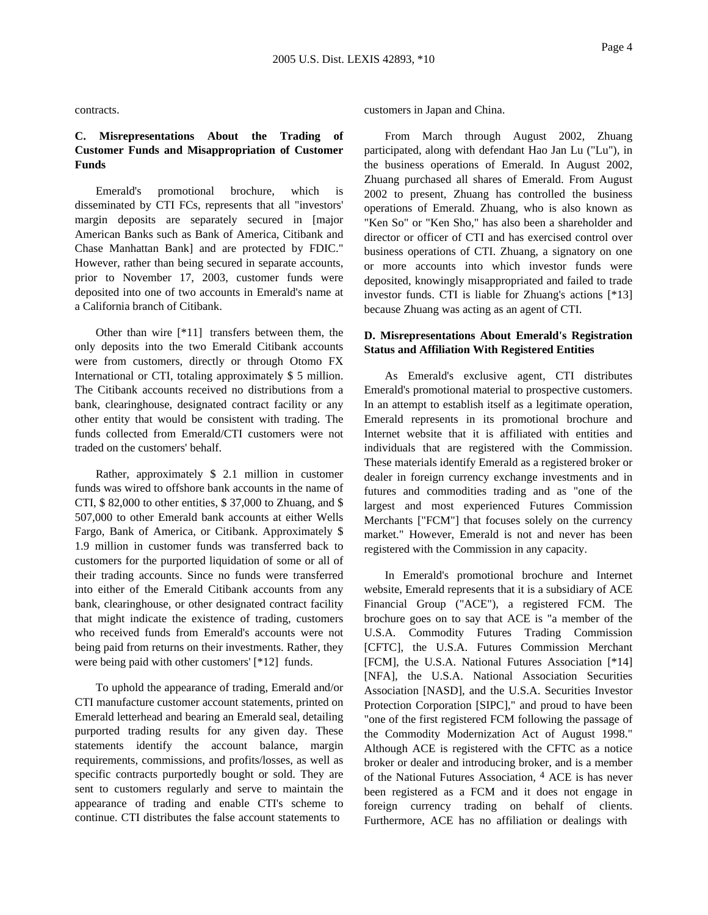contracts.

### C. Misrepresentations About the Trading of Customer Funds and Misappropriation of Customer Funds

Emerald's promotional brochure, which is disseminated by CTI FCs, represents that all "investors' margin deposits are separately secured in [major American Banks such as Bank of America, Citibank and Chase Manhattan Bank] and are protected by FDIC." However, rather than being secured in separate accounts, prior to November 17, 2003, customer funds were deposited into one of two accounts in Emerald's name at a California branch of Citibank.

Other than wire [*11] transfers between them, the only deposits into the two Emerald Citibank accounts were from customers, directly or through Otomo FX International or CTI, totaling approximately $ 5 million. The Citibank accounts received no distributions from a bank, clearinghouse, designated contract facility or any other entity that would be consistent with trading. The funds collected from Emerald/CTI customers were not traded on the customers' behalf.

Rather, approximately $ 2.1 million in customer funds was wired to offshore bank accounts in the name of CTI, $ 82,000 to other entities, $ 37,000 to Zhuang, and $ 507,000 to other Emerald bank accounts at either Wells Fargo, Bank of America, or Citibank. Approximately $ 1.9 million in customer funds was transferred back to customers for the purported liquidation of some or all of their trading accounts. Since no funds were transferred into either of the Emerald Citibank accounts from any bank, clearinghouse, or other designated contract facility that might indicate the existence of trading, customers who received funds from Emerald's accounts were not being paid from returns on their investments. Rather, they were being paid with other customers' [*12] funds.

To uphold the appearance of trading, Emerald and/or CTI manufacture customer account statements, printed on Emerald letterhead and bearing an Emerald seal, detailing purported trading results for any given day. These statements identify the account balance, margin requirements, commissions, and profits/losses, as well as specific contracts purportedly bought or sold. They are sent to customers regularly and serve to maintain the appearance of trading and enable CTI's scheme to continue. CTI distributes the false account statements to customers in Japan and China.

From March through August 2002, Zhuang participated, along with defendant Hao Jan Lu ("Lu"), in the business operations of Emerald. In August 2002, Zhuang purchased all shares of Emerald. From August 2002 to present, Zhuang has controlled the business operations of Emerald. Zhuang, who is also known as "Ken So" or "Ken Sho," has also been a shareholder and director or officer of CTI and has exercised control over business operations of CTI. Zhuang, a signatory on one or more accounts into which investor funds were deposited, knowingly misappropriated and failed to trade investor funds. CTI is liable for Zhuang's actions [*13] because Zhuang was acting as an agent of CTI.

### D. Misrepresentations About Emerald's Registration Status and Affiliation With Registered Entities

As Emerald's exclusive agent, CTI distributes Emerald's promotional material to prospective customers. In an attempt to establish itself as a legitimate operation, Emerald represents in its promotional brochure and Internet website that it is affiliated with entities and individuals that are registered with the Commission. These materials identify Emerald as a registered broker or dealer in foreign currency exchange investments and in futures and commodities trading and as "one of the largest and most experienced Futures Commission Merchants ["FCM"] that focuses solely on the currency market." However, Emerald is not and never has been registered with the Commission in any capacity.

In Emerald's promotional brochure and Internet website, Emerald represents that it is a subsidiary of ACE Financial Group ("ACE"), a registered FCM. The brochure goes on to say that ACE is "a member of the U.S.A. Commodity Futures Trading Commission [CFTC], the U.S.A. Futures Commission Merchant [FCM], the U.S.A. National Futures Association [*14] [NFA], the U.S.A. National Association Securities Association [NASD], and the U.S.A. Securities Investor Protection Corporation [SIPC]," and proud to have been "one of the first registered FCM following the passage of the Commodity Modernization Act of August 1998." Although ACE is registered with the CFTC as a notice broker or dealer and introducing broker, and is a member of the National Futures Association, [4] ACE is has never been registered as a FCM and it does not engage in foreign currency trading on behalf of clients. Furthermore, ACE has no affiliation or dealings with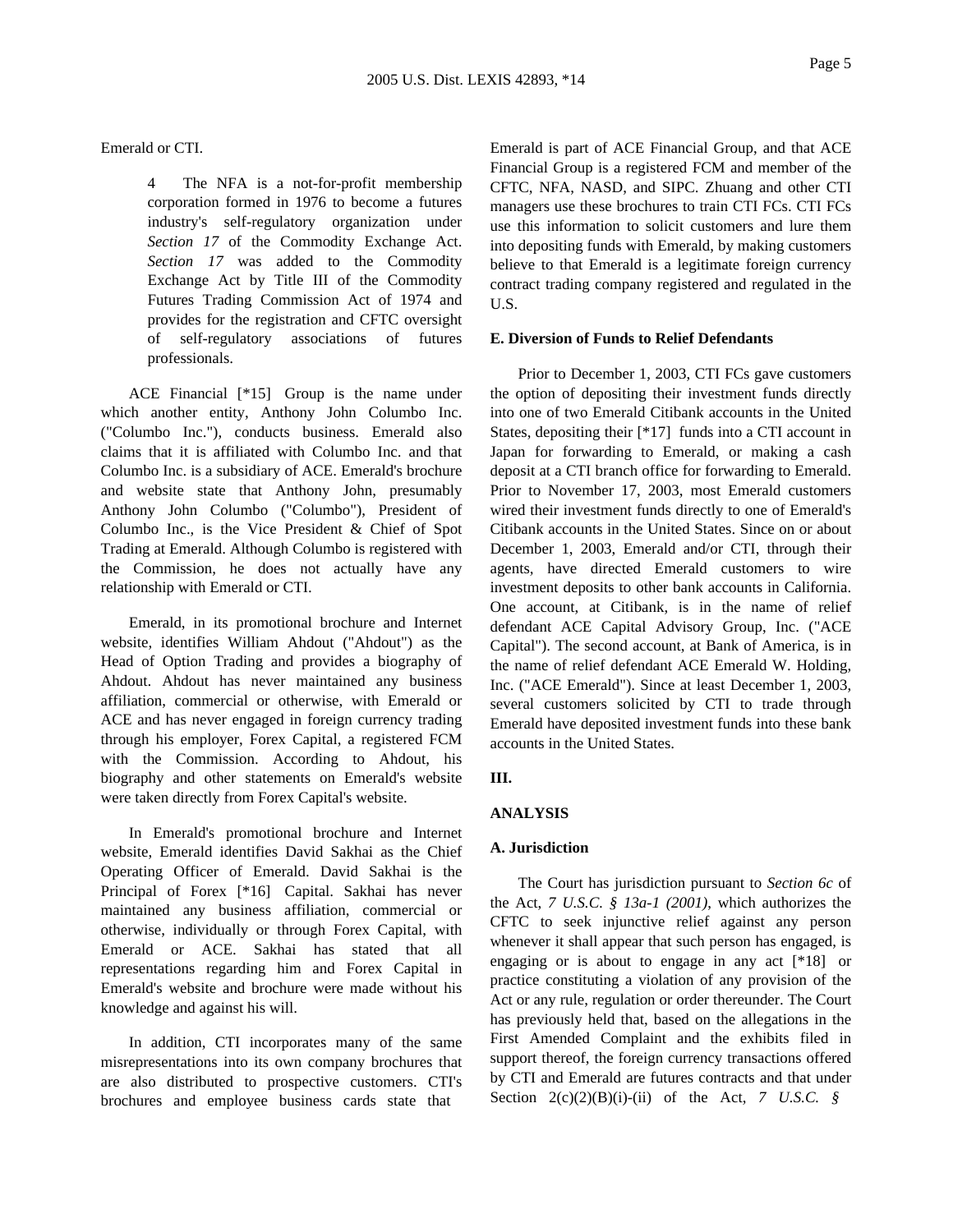Emerald or CTI.

> 4 The NFA is a not-for-profit membership corporation formed in 1976 to become a futures industry's self-regulatory organization under *Section 17* of the Commodity Exchange Act. *Section 17* was added to the Commodity Exchange Act by Title III of the Commodity Futures Trading Commission Act of 1974 and provides for the registration and CFTC oversight of self-regulatory associations of futures professionals.

ACE Financial [*15] Group is the name under which another entity, Anthony John Columbo Inc. ("Columbo Inc."), conducts business. Emerald also claims that it is affiliated with Columbo Inc. and that Columbo Inc. is a subsidiary of ACE. Emerald's brochure and website state that Anthony John, presumably Anthony John Columbo ("Columbo"), President of Columbo Inc., is the Vice President & Chief of Spot Trading at Emerald. Although Columbo is registered with the Commission, he does not actually have any relationship with Emerald or CTI.

Emerald, in its promotional brochure and Internet website, identifies William Ahdout ("Ahdout") as the Head of Option Trading and provides a biography of Ahdout. Ahdout has never maintained any business affiliation, commercial or otherwise, with Emerald or ACE and has never engaged in foreign currency trading through his employer, Forex Capital, a registered FCM with the Commission. According to Ahdout, his biography and other statements on Emerald's website were taken directly from Forex Capital's website.

In Emerald's promotional brochure and Internet website, Emerald identifies David Sakhai as the Chief Operating Officer of Emerald. David Sakhai is the Principal of Forex [*16] Capital. Sakhai has never maintained any business affiliation, commercial or otherwise, individually or through Forex Capital, with Emerald or ACE. Sakhai has stated that all representations regarding him and Forex Capital in Emerald's website and brochure were made without his knowledge and against his will.

In addition, CTI incorporates many of the same misrepresentations into its own company brochures that are also distributed to prospective customers. CTI's brochures and employee business cards state that Emerald is part of ACE Financial Group, and that ACE Financial Group is a registered FCM and member of the CFTC, NFA, NASD, and SIPC. Zhuang and other CTI managers use these brochures to train CTI FCs. CTI FCs use this information to solicit customers and lure them into depositing funds with Emerald, by making customers believe to that Emerald is a legitimate foreign currency contract trading company registered and regulated in the U.S.

**E. Diversion of Funds to Relief Defendants**

Prior to December 1, 2003, CTI FCs gave customers the option of depositing their investment funds directly into one of two Emerald Citibank accounts in the United States, depositing their [*17] funds into a CTI account in Japan for forwarding to Emerald, or making a cash deposit at a CTI branch office for forwarding to Emerald. Prior to November 17, 2003, most Emerald customers wired their investment funds directly to one of Emerald's Citibank accounts in the United States. Since on or about December 1, 2003, Emerald and/or CTI, through their agents, have directed Emerald customers to wire investment deposits to other bank accounts in California. One account, at Citibank, is in the name of relief defendant ACE Capital Advisory Group, Inc. ("ACE Capital"). The second account, at Bank of America, is in the name of relief defendant ACE Emerald W. Holding, Inc. ("ACE Emerald"). Since at least December 1, 2003, several customers solicited by CTI to trade through Emerald have deposited investment funds into these bank accounts in the United States.

## III.

## ANALYSIS

### A. Jurisdiction

The Court has jurisdiction pursuant to *Section 6c* of the Act, *7 U.S.C. § 13a-1 (2001)*, which authorizes the CFTC to seek injunctive relief against any person whenever it shall appear that such person has engaged, is engaging or is about to engage in any act [*18] or practice constituting a violation of any provision of the Act or any rule, regulation or order thereunder. The Court has previously held that, based on the allegations in the First Amended Complaint and the exhibits filed in support thereof, the foreign currency transactions offered by CTI and Emerald are futures contracts and that under Section 2(c)(2)(B)(i)-(ii) of the Act, *7 U.S.C. §*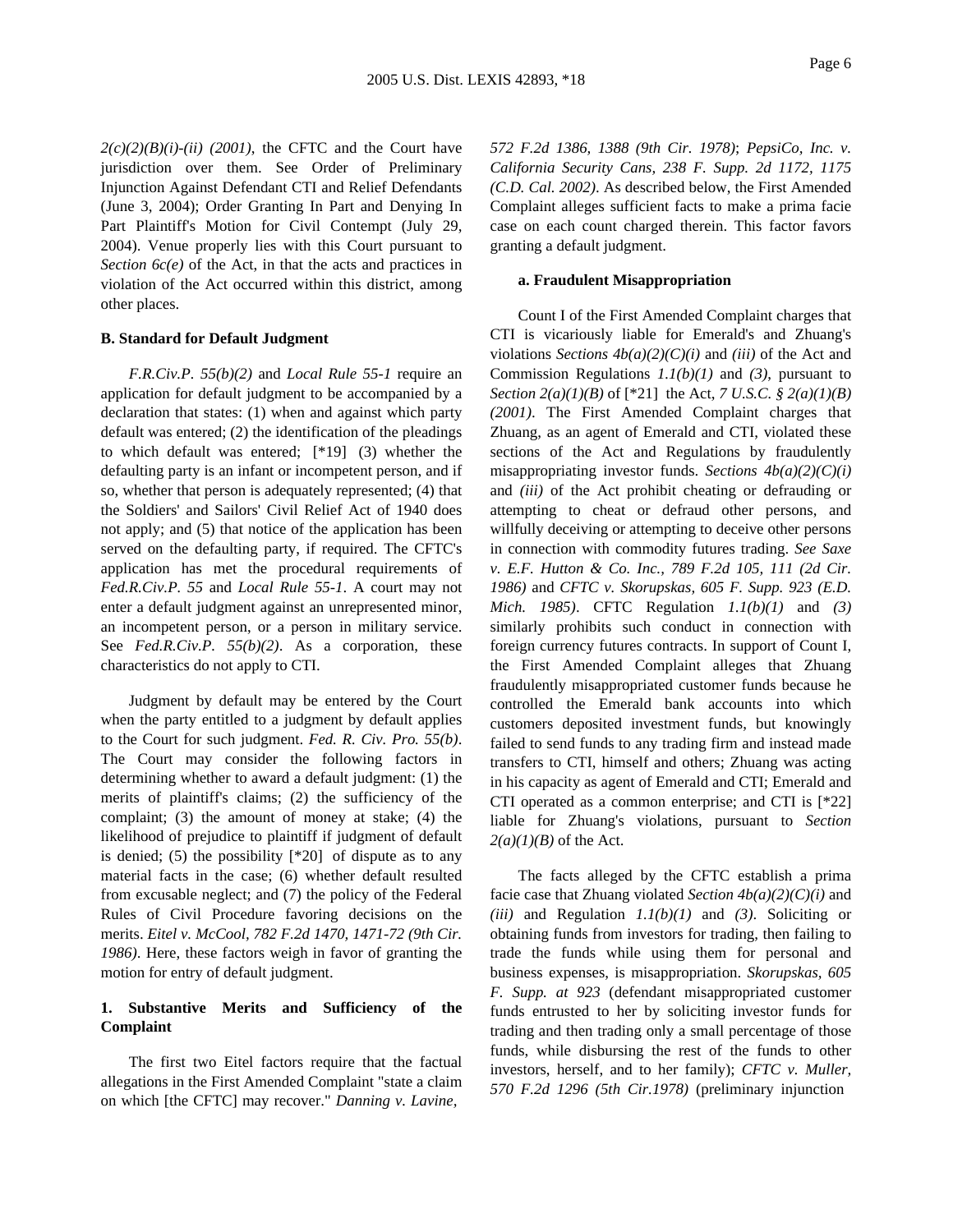*2(c)(2)(B)(i)-(ii) (2001)*, the CFTC and the Court have jurisdiction over them. See Order of Preliminary Injunction Against Defendant CTI and Relief Defendants (June 3, 2004); Order Granting In Part and Denying In Part Plaintiff's Motion for Civil Contempt (July 29, 2004). Venue properly lies with this Court pursuant to *Section 6c(e)* of the Act, in that the acts and practices in violation of the Act occurred within this district, among other places.

**B. Standard for Default Judgment**

*F.R.Civ.P. 55(b)(2)* and *Local Rule 55-1* require an application for default judgment to be accompanied by a declaration that states: (1) when and against which party default was entered; (2) the identification of the pleadings to which default was entered; [*19] (3) whether the defaulting party is an infant or incompetent person, and if so, whether that person is adequately represented; (4) that the Soldiers' and Sailors' Civil Relief Act of 1940 does not apply; and (5) that notice of the application has been served on the defaulting party, if required. The CFTC's application has met the procedural requirements of *Fed.R.Civ.P. 55* and *Local Rule 55-1*. A court may not enter a default judgment against an unrepresented minor, an incompetent person, or a person in military service. See *Fed.R.Civ.P. 55(b)(2)*. As a corporation, these characteristics do not apply to CTI.

Judgment by default may be entered by the Court when the party entitled to a judgment by default applies to the Court for such judgment. *Fed. R. Civ. Pro. 55(b)*. The Court may consider the following factors in determining whether to award a default judgment: (1) the merits of plaintiff's claims; (2) the sufficiency of the complaint; (3) the amount of money at stake; (4) the likelihood of prejudice to plaintiff if judgment of default is denied; (5) the possibility [*20] of dispute as to any material facts in the case; (6) whether default resulted from excusable neglect; and (7) the policy of the Federal Rules of Civil Procedure favoring decisions on the merits. *Eitel v. McCool, 782 F.2d 1470, 1471-72 (9th Cir. 1986)*. Here, these factors weigh in favor of granting the motion for entry of default judgment.

**1. Substantive Merits and Sufficiency of the Complaint**

The first two Eitel factors require that the factual allegations in the First Amended Complaint "state a claim on which [the CFTC] may recover." *Danning v. Lavine, 572 F.2d 1386, 1388 (9th Cir. 1978)*; *PepsiCo, Inc. v. California Security Cans, 238 F. Supp. 2d 1172, 1175 (C.D. Cal. 2002)*. As described below, the First Amended Complaint alleges sufficient facts to make a prima facie case on each count charged therein. This factor favors granting a default judgment.

**a. Fraudulent Misappropriation**

Count I of the First Amended Complaint charges that CTI is vicariously liable for Emerald's and Zhuang's violations *Sections 4b(a)(2)(C)(i)* and *(iii)* of the Act and Commission Regulations *1.1(b)(1)* and *(3)*, pursuant to *Section 2(a)(1)(B)* of [*21] the Act, *7 U.S.C. § 2(a)(1)(B) (2001)*. The First Amended Complaint charges that Zhuang, as an agent of Emerald and CTI, violated these sections of the Act and Regulations by fraudulently misappropriating investor funds. *Sections 4b(a)(2)(C)(i)* and *(iii)* of the Act prohibit cheating or defrauding or attempting to cheat or defraud other persons, and willfully deceiving or attempting to deceive other persons in connection with commodity futures trading. *See Saxe v. E.F. Hutton & Co. Inc., 789 F.2d 105, 111 (2d Cir. 1986)* and *CFTC v. Skorupskas, 605 F. Supp. 923 (E.D. Mich. 1985)*. CFTC Regulation *1.1(b)(1)* and *(3)* similarly prohibits such conduct in connection with foreign currency futures contracts. In support of Count I, the First Amended Complaint alleges that Zhuang fraudulently misappropriated customer funds because he controlled the Emerald bank accounts into which customers deposited investment funds, but knowingly failed to send funds to any trading firm and instead made transfers to CTI, himself and others; Zhuang was acting in his capacity as agent of Emerald and CTI; Emerald and CTI operated as a common enterprise; and CTI is [*22] liable for Zhuang's violations, pursuant to *Section 2(a)(1)(B)* of the Act.

The facts alleged by the CFTC establish a prima facie case that Zhuang violated *Section 4b(a)(2)(C)(i)* and *(iii)* and Regulation *1.1(b)(1)* and *(3)*. Soliciting or obtaining funds from investors for trading, then failing to trade the funds while using them for personal and business expenses, is misappropriation. *Skorupskas, 605 F. Supp. at 923* (defendant misappropriated customer funds entrusted to her by soliciting investor funds for trading and then trading only a small percentage of those funds, while disbursing the rest of the funds to other investors, herself, and to her family); *CFTC v. Muller, 570 F.2d 1296 (5th Cir.1978)* (preliminary injunction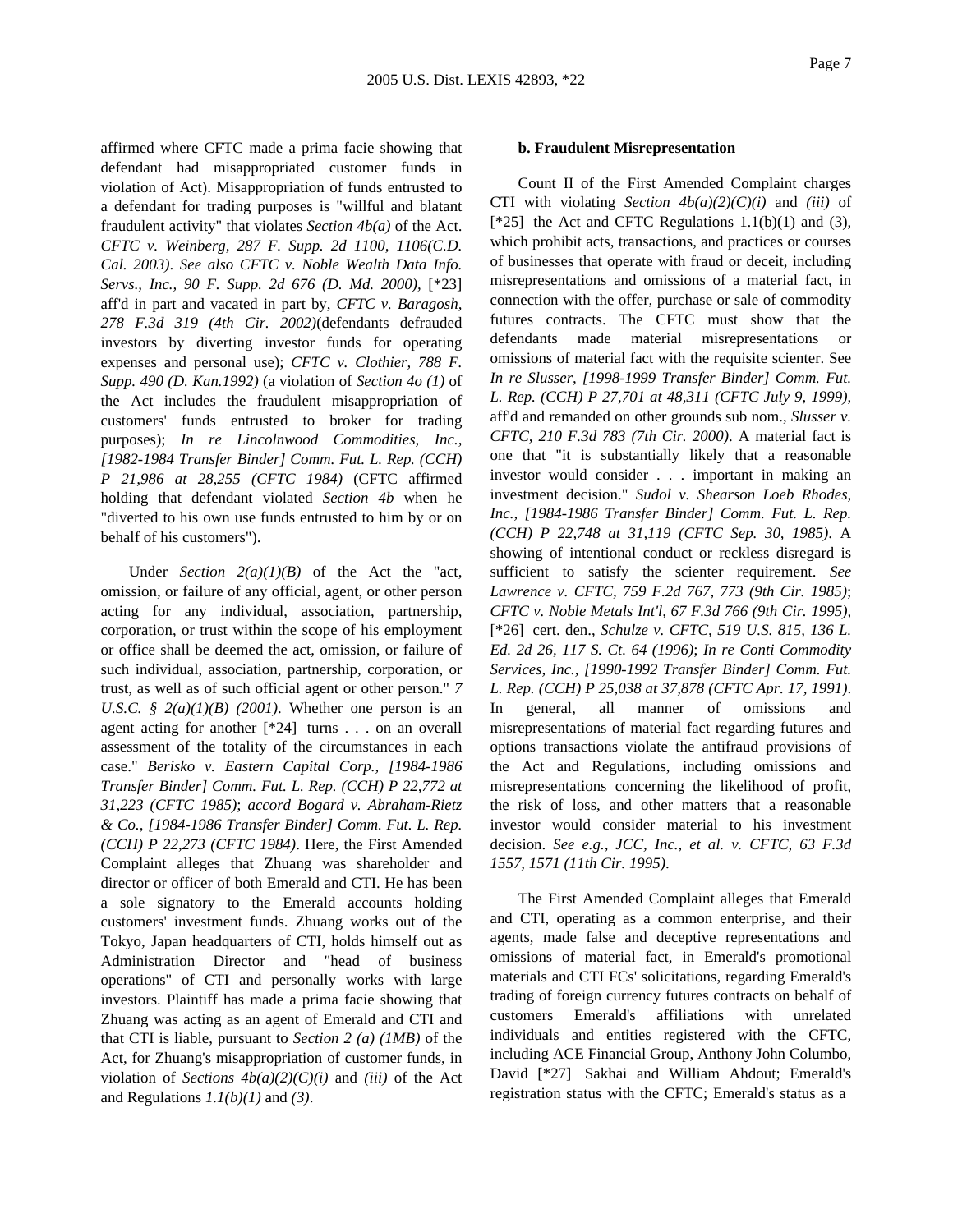affirmed where CFTC made a prima facie showing that defendant had misappropriated customer funds in violation of Act). Misappropriation of funds entrusted to a defendant for trading purposes is "willful and blatant fraudulent activity" that violates *Section 4b(a)* of the Act. *CFTC v. Weinberg, 287 F. Supp. 2d 1100, 1106(C.D. Cal. 2003)*. *See also CFTC v. Noble Wealth Data Info. Servs., Inc., 90 F. Supp. 2d 676 (D. Md. 2000),* [*23] aff'd in part and vacated in part by, *CFTC v. Baragosh, 278 F.3d 319 (4th Cir. 2002)*(defendants defrauded investors by diverting investor funds for operating expenses and personal use); *CFTC v. Clothier, 788 F. Supp. 490 (D. Kan.1992)* (a violation of *Section 4o (1)* of the Act includes the fraudulent misappropriation of customers' funds entrusted to broker for trading purposes); *In re Lincolnwood Commodities, Inc., [1982-1984 Transfer Binder] Comm. Fut. L. Rep. (CCH) P 21,986 at 28,255 (CFTC 1984)* (CFTC affirmed holding that defendant violated *Section 4b* when he "diverted to his own use funds entrusted to him by or on behalf of his customers").

Under *Section 2(a)(1)(B)* of the Act the "act, omission, or failure of any official, agent, or other person acting for any individual, association, partnership, corporation, or trust within the scope of his employment or office shall be deemed the act, omission, or failure of such individual, association, partnership, corporation, or trust, as well as of such official agent or other person." *7 U.S.C. § 2(a)(1)(B) (2001)*. Whether one person is an agent acting for another [*24] turns . . . on an overall assessment of the totality of the circumstances in each case." *Berisko v. Eastern Capital Corp., [1984-1986 Transfer Binder] Comm. Fut. L. Rep. (CCH) P 22,772 at 31,223 (CFTC 1985)*; *accord Bogard v. Abraham-Rietz & Co., [1984-1986 Transfer Binder] Comm. Fut. L. Rep. (CCH) P 22,273 (CFTC 1984)*. Here, the First Amended Complaint alleges that Zhuang was shareholder and director or officer of both Emerald and CTI. He has been a sole signatory to the Emerald accounts holding customers' investment funds. Zhuang works out of the Tokyo, Japan headquarters of CTI, holds himself out as Administration Director and "head of business operations" of CTI and personally works with large investors. Plaintiff has made a prima facie showing that Zhuang was acting as an agent of Emerald and CTI and that CTI is liable, pursuant to *Section 2 (a) (1MB)* of the Act, for Zhuang's misappropriation of customer funds, in violation of *Sections 4b(a)(2)(C)(i)* and *(iii)* of the Act and Regulations *1.1(b)(1)* and *(3)*.

**b. Fraudulent Misrepresentation**

Count II of the First Amended Complaint charges CTI with violating *Section 4b(a)(2)(C)(i)* and *(iii)* of [*25] the Act and CFTC Regulations 1.1(b)(1) and (3), which prohibit acts, transactions, and practices or courses of businesses that operate with fraud or deceit, including misrepresentations and omissions of a material fact, in connection with the offer, purchase or sale of commodity futures contracts. The CFTC must show that the defendants made material misrepresentations or omissions of material fact with the requisite scienter. See *In re Slusser, [1998-1999 Transfer Binder] Comm. Fut. L. Rep. (CCH) P 27,701 at 48,311 (CFTC July 9, 1999)*, aff'd and remanded on other grounds sub nom., *Slusser v. CFTC, 210 F.3d 783 (7th Cir. 2000)*. A material fact is one that "it is substantially likely that a reasonable investor would consider . . . important in making an investment decision." *Sudol v. Shearson Loeb Rhodes, Inc., [1984-1986 Transfer Binder] Comm. Fut. L. Rep. (CCH) P 22,748 at 31,119 (CFTC Sep. 30, 1985)*. A showing of intentional conduct or reckless disregard is sufficient to satisfy the scienter requirement. *See Lawrence v. CFTC, 759 F.2d 767, 773 (9th Cir. 1985)*; *CFTC v. Noble Metals Int'l, 67 F.3d 766 (9th Cir. 1995),* [*26] cert. den., *Schulze v. CFTC, 519 U.S. 815, 136 L. Ed. 2d 26, 117 S. Ct. 64 (1996)*; *In re Conti Commodity Services, Inc., [1990-1992 Transfer Binder] Comm. Fut. L. Rep. (CCH) P 25,038 at 37,878 (CFTC Apr. 17, 1991)*. In general, all manner of omissions and misrepresentations of material fact regarding futures and options transactions violate the antifraud provisions of the Act and Regulations, including omissions and misrepresentations concerning the likelihood of profit, the risk of loss, and other matters that a reasonable investor would consider material to his investment decision. *See e.g., JCC, Inc., et al. v. CFTC, 63 F.3d 1557, 1571 (11th Cir. 1995)*.

The First Amended Complaint alleges that Emerald and CTI, operating as a common enterprise, and their agents, made false and deceptive representations and omissions of material fact, in Emerald's promotional materials and CTI FCs' solicitations, regarding Emerald's trading of foreign currency futures contracts on behalf of customers Emerald's affiliations with unrelated individuals and entities registered with the CFTC, including ACE Financial Group, Anthony John Columbo, David [*27] Sakhai and William Ahdout; Emerald's registration status with the CFTC; Emerald's status as a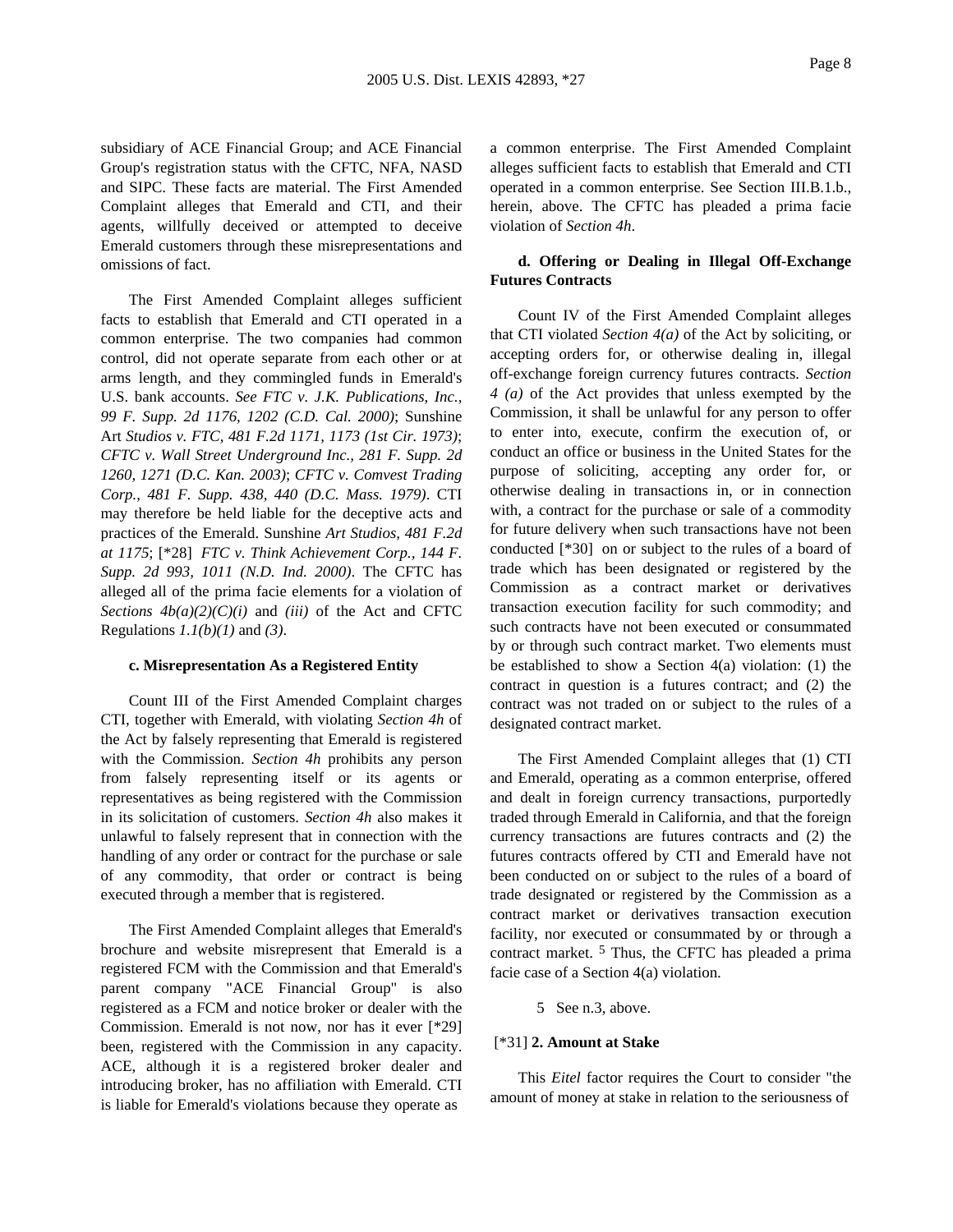subsidiary of ACE Financial Group; and ACE Financial Group's registration status with the CFTC, NFA, NASD and SIPC. These facts are material. The First Amended Complaint alleges that Emerald and CTI, and their agents, willfully deceived or attempted to deceive Emerald customers through these misrepresentations and omissions of fact.

The First Amended Complaint alleges sufficient facts to establish that Emerald and CTI operated in a common enterprise. The two companies had common control, did not operate separate from each other or at arms length, and they commingled funds in Emerald's U.S. bank accounts. *See FTC v. J.K. Publications, Inc., 99 F. Supp. 2d 1176, 1202 (C.D. Cal. 2000)*; Sunshine Art *Studios v. FTC, 481 F.2d 1171, 1173 (1st Cir. 1973)*; *CFTC v. Wall Street Underground Inc., 281 F. Supp. 2d 1260, 1271 (D.C. Kan. 2003)*; *CFTC v. Comvest Trading Corp., 481 F. Supp. 438, 440 (D.C. Mass. 1979)*. CTI may therefore be held liable for the deceptive acts and practices of the Emerald. Sunshine *Art Studios, 481 F.2d at 1175*; [*28] *FTC v. Think Achievement Corp., 144 F. Supp. 2d 993, 1011 (N.D. Ind. 2000)*. The CFTC has alleged all of the prima facie elements for a violation of *Sections 4b(a)(2)(C)(i)* and *(iii)* of the Act and CFTC Regulations *1.1(b)(1)* and *(3)*.

**c. Misrepresentation As a Registered Entity**

Count III of the First Amended Complaint charges CTI, together with Emerald, with violating *Section 4h* of the Act by falsely representing that Emerald is registered with the Commission. *Section 4h* prohibits any person from falsely representing itself or its agents or representatives as being registered with the Commission in its solicitation of customers. *Section 4h* also makes it unlawful to falsely represent that in connection with the handling of any order or contract for the purchase or sale of any commodity, that order or contract is being executed through a member that is registered.

The First Amended Complaint alleges that Emerald's brochure and website misrepresent that Emerald is a registered FCM with the Commission and that Emerald's parent company "ACE Financial Group" is also registered as a FCM and notice broker or dealer with the Commission. Emerald is not now, nor has it ever [*29] been, registered with the Commission in any capacity. ACE, although it is a registered broker dealer and introducing broker, has no affiliation with Emerald. CTI is liable for Emerald's violations because they operate as a common enterprise. The First Amended Complaint alleges sufficient facts to establish that Emerald and CTI operated in a common enterprise. See Section III.B.1.b., herein, above. The CFTC has pleaded a prima facie violation of *Section 4h*.

**d. Offering or Dealing in Illegal Off-Exchange Futures Contracts**

Count IV of the First Amended Complaint alleges that CTI violated *Section 4(a)* of the Act by soliciting, or accepting orders for, or otherwise dealing in, illegal off-exchange foreign currency futures contracts. *Section 4 (a)* of the Act provides that unless exempted by the Commission, it shall be unlawful for any person to offer to enter into, execute, confirm the execution of, or conduct an office or business in the United States for the purpose of soliciting, accepting any order for, or otherwise dealing in transactions in, or in connection with, a contract for the purchase or sale of a commodity for future delivery when such transactions have not been conducted [*30] on or subject to the rules of a board of trade which has been designated or registered by the Commission as a contract market or derivatives transaction execution facility for such commodity; and such contracts have not been executed or consummated by or through such contract market. Two elements must be established to show a Section 4(a) violation: (1) the contract in question is a futures contract; and (2) the contract was not traded on or subject to the rules of a designated contract market.

The First Amended Complaint alleges that (1) CTI and Emerald, operating as a common enterprise, offered and dealt in foreign currency transactions, purportedly traded through Emerald in California, and that the foreign currency transactions are futures contracts and (2) the futures contracts offered by CTI and Emerald have not been conducted on or subject to the rules of a board of trade designated or registered by the Commission as a contract market or derivatives transaction execution facility, nor executed or consummated by or through a contract market. [5] Thus, the CFTC has pleaded a prima facie case of a Section 4(a) violation.

5 See n.3, above.

[*31] **2. Amount at Stake**

This *Eitel* factor requires the Court to consider "the amount of money at stake in relation to the seriousness of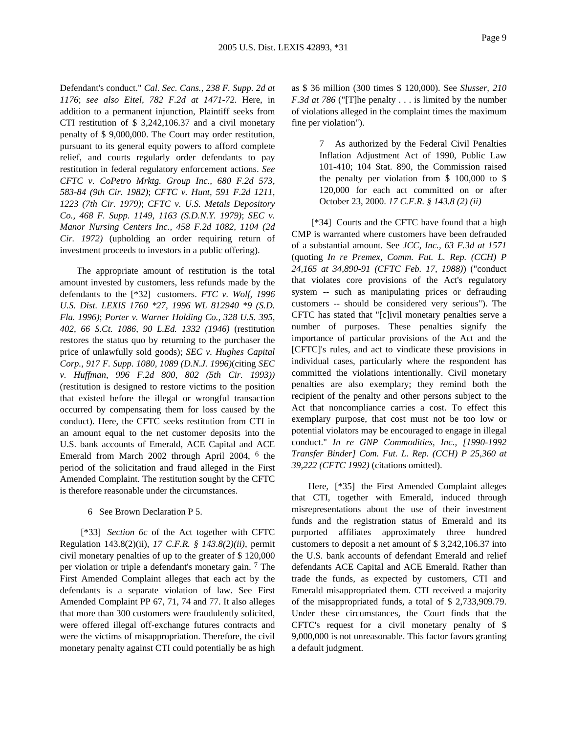Defendant's conduct." *Cal. Sec. Cans., 238 F. Supp. 2d at 1176*; *see also Eitel, 782 F.2d at 1471-72*. Here, in addition to a permanent injunction, Plaintiff seeks from CTI restitution of $ 3,242,106.37 and a civil monetary penalty of $ 9,000,000. The Court may order restitution, pursuant to its general equity powers to afford complete relief, and courts regularly order defendants to pay restitution in federal regulatory enforcement actions. *See CFTC v. CoPetro Mrktg. Group Inc., 680 F.2d 573, 583-84 (9th Cir. 1982)*; *CFTC v. Hunt, 591 F.2d 1211, 1223 (7th Cir. 1979)*; *CFTC v. U.S. Metals Depository Co., 468 F. Supp. 1149, 1163 (S.D.N.Y. 1979)*; *SEC v. Manor Nursing Centers Inc., 458 F.2d 1082, 1104 (2d Cir. 1972)* (upholding an order requiring return of investment proceeds to investors in a public offering).

The appropriate amount of restitution is the total amount invested by customers, less refunds made by the defendants to the [*32] customers. *FTC v. Wolf, 1996 U.S. Dist. LEXIS 1760 *27, 1996 WL 812940 *9 (S.D. Fla. 1996)*; *Porter v. Warner Holding Co., 328 U.S. 395, 402, 66 S.Ct. 1086, 90 L.Ed. 1332 (1946)* (restitution restores the status quo by returning to the purchaser the price of unlawfully sold goods); *SEC v. Hughes Capital Corp., 917 F. Supp. 1080, 1089 (D.N.J. 1996)*(citing *SEC v. Huffman, 996 F.2d 800, 802 (5th Cir. 1993))* (restitution is designed to restore victims to the position that existed before the illegal or wrongful transaction occurred by compensating them for loss caused by the conduct). Here, the CFTC seeks restitution from CTI in an amount equal to the net customer deposits into the U.S. bank accounts of Emerald, ACE Capital and ACE Emerald from March 2002 through April 2004, [6] the period of the solicitation and fraud alleged in the First Amended Complaint. The restitution sought by the CFTC is therefore reasonable under the circumstances.

6 See Brown Declaration P 5.

[*33] *Section 6c* of the Act together with CFTC Regulation 143.8(2)(ii), *17 C.F.R. § 143.8(2)(ii)*, permit civil monetary penalties of up to the greater of $ 120,000 per violation or triple a defendant's monetary gain. [7] The First Amended Complaint alleges that each act by the defendants is a separate violation of law. See First Amended Complaint PP 67, 71, 74 and 77. It also alleges that more than 300 customers were fraudulently solicited, were offered illegal off-exchange futures contracts and were the victims of misappropriation. Therefore, the civil monetary penalty against CTI could potentially be as high as $ 36 million (300 times $ 120,000). See *Slusser, 210 F.3d at 786* ("[T]he penalty . . . is limited by the number of violations alleged in the complaint times the maximum fine per violation").

7 As authorized by the Federal Civil Penalties Inflation Adjustment Act of 1990, Public Law 101-410; 104 Stat. 890, the Commission raised the penalty per violation from $ 100,000 to $ 120,000 for each act committed on or after October 23, 2000. *17 C.F.R. § 143.8 (2) (ii)*

[*34] Courts and the CFTC have found that a high CMP is warranted where customers have been defrauded of a substantial amount. See *JCC, Inc., 63 F.3d at 1571* (quoting *In re Premex, Comm. Fut. L. Rep. (CCH) P 24,165 at 34,890-91 (CFTC Feb. 17, 1988)*) ("conduct that violates core provisions of the Act's regulatory system -- such as manipulating prices or defrauding customers -- should be considered very serious"). The CFTC has stated that "[c]ivil monetary penalties serve a number of purposes. These penalties signify the importance of particular provisions of the Act and the [CFTC]'s rules, and act to vindicate these provisions in individual cases, particularly where the respondent has committed the violations intentionally. Civil monetary penalties are also exemplary; they remind both the recipient of the penalty and other persons subject to the Act that noncompliance carries a cost. To effect this exemplary purpose, that cost must not be too low or potential violators may be encouraged to engage in illegal conduct." *In re GNP Commodities, Inc., [1990-1992 Transfer Binder] Com. Fut. L. Rep. (CCH) P 25,360 at 39,222 (CFTC 1992)* (citations omitted).

Here, [*35] the First Amended Complaint alleges that CTI, together with Emerald, induced through misrepresentations about the use of their investment funds and the registration status of Emerald and its purported affiliates approximately three hundred customers to deposit a net amount of $ 3,242,106.37 into the U.S. bank accounts of defendant Emerald and relief defendants ACE Capital and ACE Emerald. Rather than trade the funds, as expected by customers, CTI and Emerald misappropriated them. CTI received a majority of the misappropriated funds, a total of $ 2,733,909.79. Under these circumstances, the Court finds that the CFTC's request for a civil monetary penalty of $ 9,000,000 is not unreasonable. This factor favors granting a default judgment.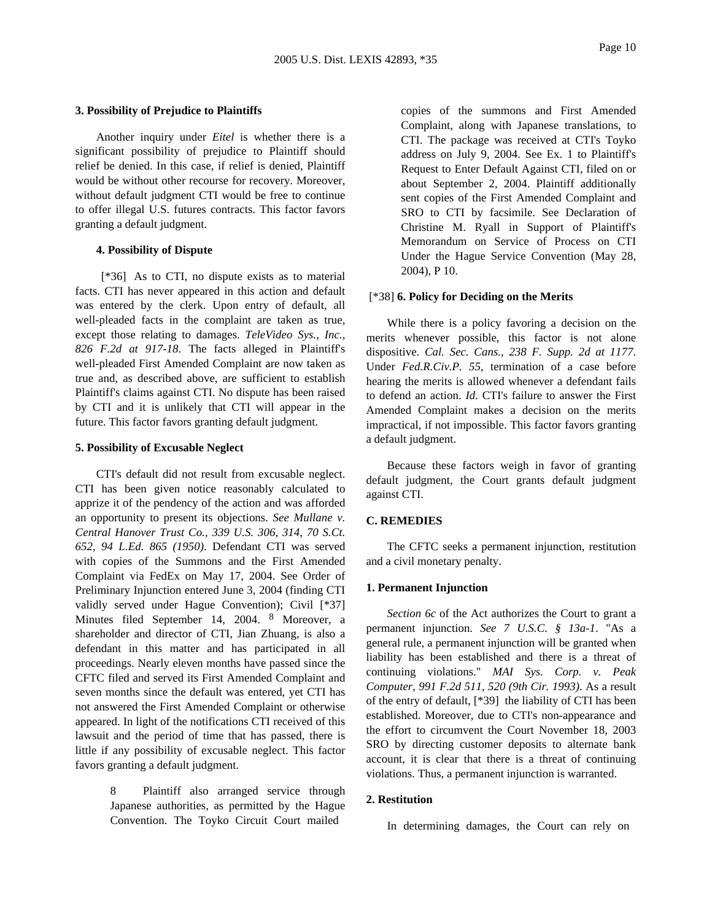**3. Possibility of Prejudice to Plaintiffs**

Another inquiry under *Eitel* is whether there is a significant possibility of prejudice to Plaintiff should relief be denied. In this case, if relief is denied, Plaintiff would be without other recourse for recovery. Moreover, without default judgment CTI would be free to continue to offer illegal U.S. futures contracts. This factor favors granting a default judgment.

**4. Possibility of Dispute**

[*36] As to CTI, no dispute exists as to material facts. CTI has never appeared in this action and default was entered by the clerk. Upon entry of default, all well-pleaded facts in the complaint are taken as true, except those relating to damages. *TeleVideo Sys., Inc., 826 F.2d at 917-18*. The facts alleged in Plaintiff's well-pleaded First Amended Complaint are now taken as true and, as described above, are sufficient to establish Plaintiff's claims against CTI. No dispute has been raised by CTI and it is unlikely that CTI will appear in the future. This factor favors granting default judgment.

**5. Possibility of Excusable Neglect**

CTI's default did not result from excusable neglect. CTI has been given notice reasonably calculated to apprize it of the pendency of the action and was afforded an opportunity to present its objections. *See Mullane v. Central Hanover Trust Co., 339 U.S. 306, 314, 70 S.Ct. 652, 94 L.Ed. 865 (1950)*. Defendant CTI was served with copies of the Summons and the First Amended Complaint via FedEx on May 17, 2004. See Order of Preliminary Injunction entered June 3, 2004 (finding CTI validly served under Hague Convention); Civil [*37] Minutes filed September 14, 2004. [8] Moreover, a shareholder and director of CTI, Jian Zhuang, is also a defendant in this matter and has participated in all proceedings. Nearly eleven months have passed since the CFTC filed and served its First Amended Complaint and seven months since the default was entered, yet CTI has not answered the First Amended Complaint or otherwise appeared. In light of the notifications CTI received of this lawsuit and the period of time that has passed, there is little if any possibility of excusable neglect. This factor favors granting a default judgment.

> 8 Plaintiff also arranged service through Japanese authorities, as permitted by the Hague Convention. The Toyko Circuit Court mailed copies of the summons and First Amended Complaint, along with Japanese translations, to CTI. The package was received at CTI's Toyko address on July 9, 2004. See Ex. 1 to Plaintiff's Request to Enter Default Against CTI, filed on or about September 2, 2004. Plaintiff additionally sent copies of the First Amended Complaint and SRO to CTI by facsimile. See Declaration of Christine M. Ryall in Support of Plaintiff's Memorandum on Service of Process on CTI Under the Hague Service Convention (May 28, 2004), P 10.

[*38] **6. Policy for Deciding on the Merits**

While there is a policy favoring a decision on the merits whenever possible, this factor is not alone dispositive. *Cal. Sec. Cans., 238 F. Supp. 2d at 1177*. Under *Fed.R.Civ.P. 55*, termination of a case before hearing the merits is allowed whenever a defendant fails to defend an action. *Id.* CTI's failure to answer the First Amended Complaint makes a decision on the merits impractical, if not impossible. This factor favors granting a default judgment.

Because these factors weigh in favor of granting default judgment, the Court grants default judgment against CTI.

**C. REMEDIES**

The CFTC seeks a permanent injunction, restitution and a civil monetary penalty.

**1. Permanent Injunction**

*Section 6c* of the Act authorizes the Court to grant a permanent injunction. *See 7 U.S.C. § 13a-1*. "As a general rule, a permanent injunction will be granted when liability has been established and there is a threat of continuing violations." *MAI Sys. Corp. v. Peak Computer, 991 F.2d 511, 520 (9th Cir. 1993)*. As a result of the entry of default, [*39] the liability of CTI has been established. Moreover, due to CTI's non-appearance and the effort to circumvent the Court November 18, 2003 SRO by directing customer deposits to alternate bank account, it is clear that there is a threat of continuing violations. Thus, a permanent injunction is warranted.

**2. Restitution**

In determining damages, the Court can rely on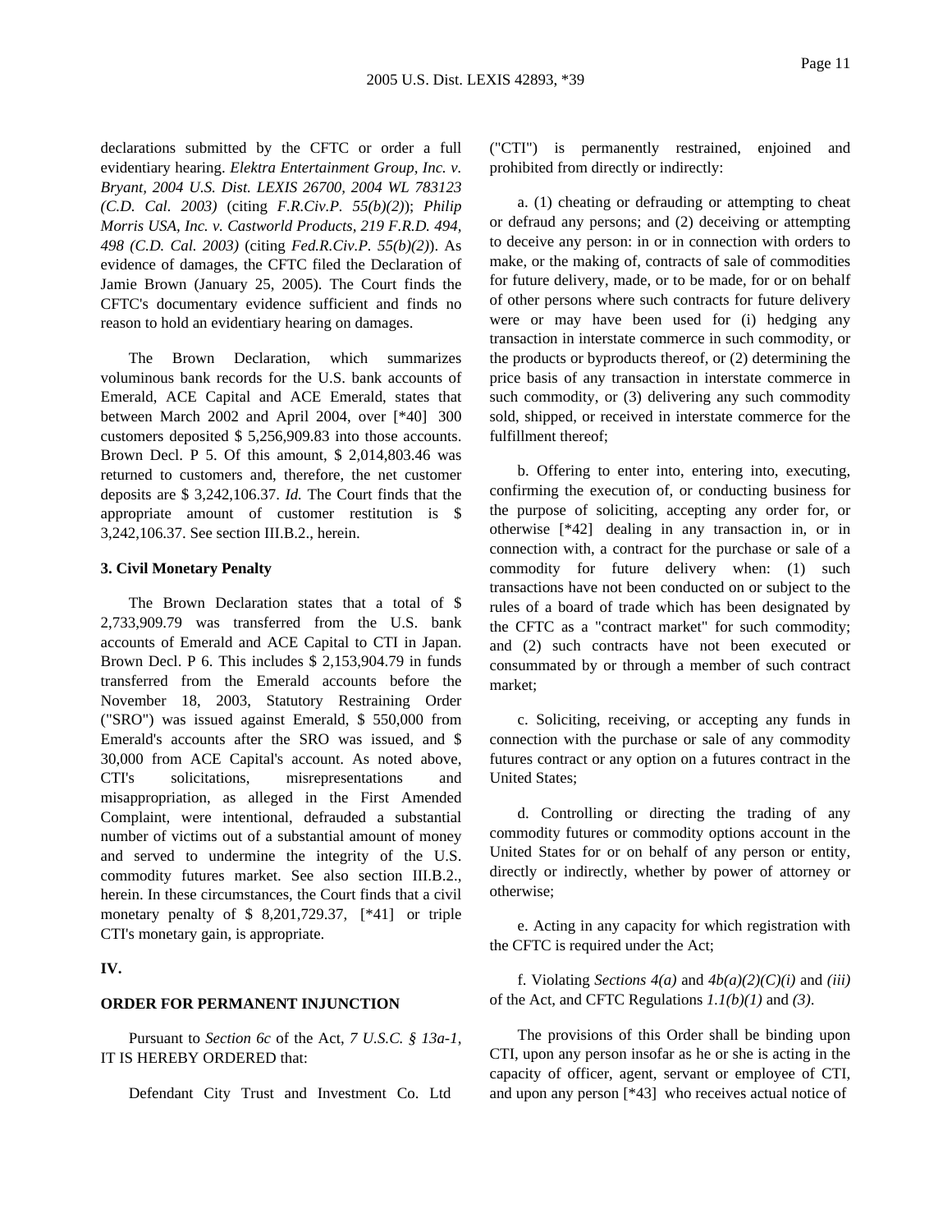declarations submitted by the CFTC or order a full evidentiary hearing. *Elektra Entertainment Group, Inc. v. Bryant, 2004 U.S. Dist. LEXIS 26700, 2004 WL 783123 (C.D. Cal. 2003)* (citing *F.R.Civ.P. 55(b)(2)*); *Philip Morris USA, Inc. v. Castworld Products, 219 F.R.D. 494, 498 (C.D. Cal. 2003)* (citing *Fed.R.Civ.P. 55(b)(2)*). As evidence of damages, the CFTC filed the Declaration of Jamie Brown (January 25, 2005). The Court finds the CFTC's documentary evidence sufficient and finds no reason to hold an evidentiary hearing on damages.

The Brown Declaration, which summarizes voluminous bank records for the U.S. bank accounts of Emerald, ACE Capital and ACE Emerald, states that between March 2002 and April 2004, over [*40] 300 customers deposited $ 5,256,909.83 into those accounts. Brown Decl. P 5. Of this amount, $ 2,014,803.46 was returned to customers and, therefore, the net customer deposits are $ 3,242,106.37. *Id.* The Court finds that the appropriate amount of customer restitution is $ 3,242,106.37. See section III.B.2., herein.

**3. Civil Monetary Penalty**

The Brown Declaration states that a total of $ 2,733,909.79 was transferred from the U.S. bank accounts of Emerald and ACE Capital to CTI in Japan. Brown Decl. P 6. This includes $ 2,153,904.79 in funds transferred from the Emerald accounts before the November 18, 2003, Statutory Restraining Order ("SRO") was issued against Emerald, $ 550,000 from Emerald's accounts after the SRO was issued, and $ 30,000 from ACE Capital's account. As noted above, CTI's solicitations, misrepresentations and misappropriation, as alleged in the First Amended Complaint, were intentional, defrauded a substantial number of victims out of a substantial amount of money and served to undermine the integrity of the U.S. commodity futures market. See also section III.B.2., herein. In these circumstances, the Court finds that a civil monetary penalty of $ 8,201,729.37, [*41] or triple CTI's monetary gain, is appropriate.

**IV.**

**ORDER FOR PERMANENT INJUNCTION**

Pursuant to *Section 6c* of the Act, *7 U.S.C. § 13a-1*, IT IS HEREBY ORDERED that:

Defendant City Trust and Investment Co. Ltd ("CTI") is permanently restrained, enjoined and prohibited from directly or indirectly:

a. (1) cheating or defrauding or attempting to cheat or defraud any persons; and (2) deceiving or attempting to deceive any person: in or in connection with orders to make, or the making of, contracts of sale of commodities for future delivery, made, or to be made, for or on behalf of other persons where such contracts for future delivery were or may have been used for (i) hedging any transaction in interstate commerce in such commodity, or the products or byproducts thereof, or (2) determining the price basis of any transaction in interstate commerce in such commodity, or (3) delivering any such commodity sold, shipped, or received in interstate commerce for the fulfillment thereof;

b. Offering to enter into, entering into, executing, confirming the execution of, or conducting business for the purpose of soliciting, accepting any order for, or otherwise [*42] dealing in any transaction in, or in connection with, a contract for the purchase or sale of a commodity for future delivery when: (1) such transactions have not been conducted on or subject to the rules of a board of trade which has been designated by the CFTC as a "contract market" for such commodity; and (2) such contracts have not been executed or consummated by or through a member of such contract market;

c. Soliciting, receiving, or accepting any funds in connection with the purchase or sale of any commodity futures contract or any option on a futures contract in the United States;

d. Controlling or directing the trading of any commodity futures or commodity options account in the United States for or on behalf of any person or entity, directly or indirectly, whether by power of attorney or otherwise;

e. Acting in any capacity for which registration with the CFTC is required under the Act;

f. Violating *Sections 4(a)* and *4b(a)(2)(C)(i)* and *(iii)* of the Act, and CFTC Regulations *1.1(b)(1)* and *(3)*.

The provisions of this Order shall be binding upon CTI, upon any person insofar as he or she is acting in the capacity of officer, agent, servant or employee of CTI, and upon any person [*43] who receives actual notice of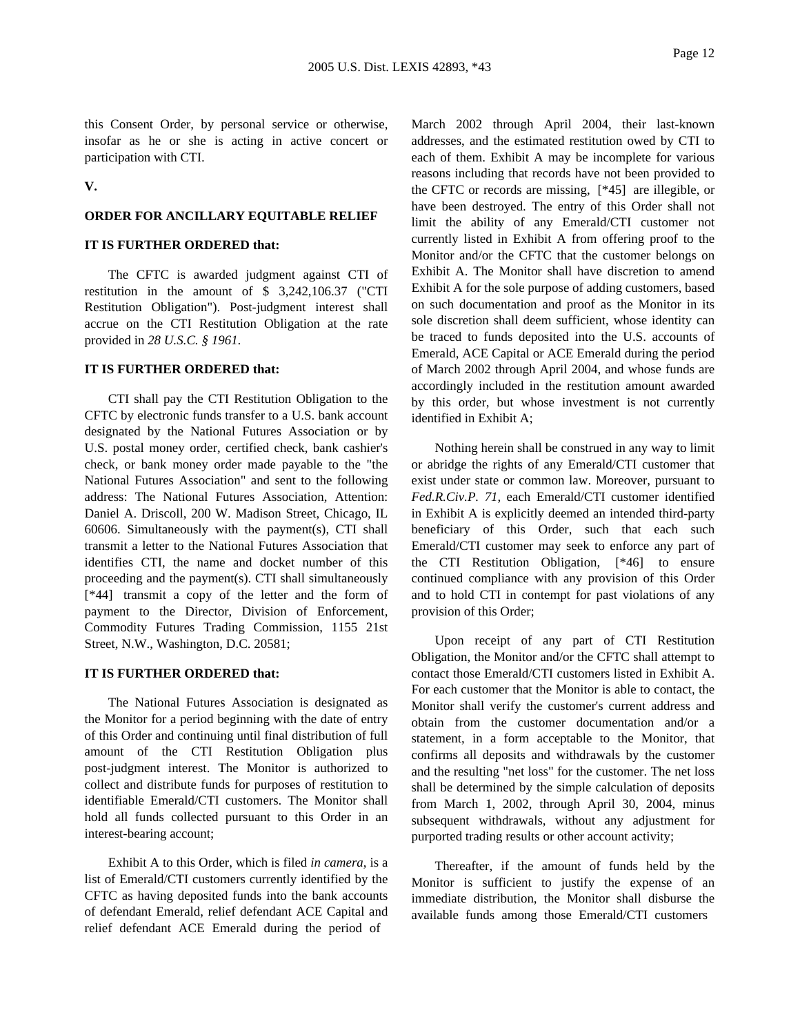this Consent Order, by personal service or otherwise, insofar as he or she is acting in active concert or participation with CTI.

**V.**

**ORDER FOR ANCILLARY EQUITABLE RELIEF**

**IT IS FURTHER ORDERED that:**

The CFTC is awarded judgment against CTI of restitution in the amount of $ 3,242,106.37 ("CTI Restitution Obligation"). Post-judgment interest shall accrue on the CTI Restitution Obligation at the rate provided in *28 U.S.C. § 1961*.

**IT IS FURTHER ORDERED that:**

CTI shall pay the CTI Restitution Obligation to the CFTC by electronic funds transfer to a U.S. bank account designated by the National Futures Association or by U.S. postal money order, certified check, bank cashier's check, or bank money order made payable to the "the National Futures Association" and sent to the following address: The National Futures Association, Attention: Daniel A. Driscoll, 200 W. Madison Street, Chicago, IL 60606. Simultaneously with the payment(s), CTI shall transmit a letter to the National Futures Association that identifies CTI, the name and docket number of this proceeding and the payment(s). CTI shall simultaneously [*44] transmit a copy of the letter and the form of payment to the Director, Division of Enforcement, Commodity Futures Trading Commission, 1155 21st Street, N.W., Washington, D.C. 20581;

**IT IS FURTHER ORDERED that:**

The National Futures Association is designated as the Monitor for a period beginning with the date of entry of this Order and continuing until final distribution of full amount of the CTI Restitution Obligation plus post-judgment interest. The Monitor is authorized to collect and distribute funds for purposes of restitution to identifiable Emerald/CTI customers. The Monitor shall hold all funds collected pursuant to this Order in an interest-bearing account;

Exhibit A to this Order, which is filed *in camera*, is a list of Emerald/CTI customers currently identified by the CFTC as having deposited funds into the bank accounts of defendant Emerald, relief defendant ACE Capital and relief defendant ACE Emerald during the period of March 2002 through April 2004, their last-known addresses, and the estimated restitution owed by CTI to each of them. Exhibit A may be incomplete for various reasons including that records have not been provided to the CFTC or records are missing, [*45] are illegible, or have been destroyed. The entry of this Order shall not limit the ability of any Emerald/CTI customer not currently listed in Exhibit A from offering proof to the Monitor and/or the CFTC that the customer belongs on Exhibit A. The Monitor shall have discretion to amend Exhibit A for the sole purpose of adding customers, based on such documentation and proof as the Monitor in its sole discretion shall deem sufficient, whose identity can be traced to funds deposited into the U.S. accounts of Emerald, ACE Capital or ACE Emerald during the period of March 2002 through April 2004, and whose funds are accordingly included in the restitution amount awarded by this order, but whose investment is not currently identified in Exhibit A;

Nothing herein shall be construed in any way to limit or abridge the rights of any Emerald/CTI customer that exist under state or common law. Moreover, pursuant to *Fed.R.Civ.P. 71*, each Emerald/CTI customer identified in Exhibit A is explicitly deemed an intended third-party beneficiary of this Order, such that each such Emerald/CTI customer may seek to enforce any part of the CTI Restitution Obligation, [*46] to ensure continued compliance with any provision of this Order and to hold CTI in contempt for past violations of any provision of this Order;

Upon receipt of any part of CTI Restitution Obligation, the Monitor and/or the CFTC shall attempt to contact those Emerald/CTI customers listed in Exhibit A. For each customer that the Monitor is able to contact, the Monitor shall verify the customer's current address and obtain from the customer documentation and/or a statement, in a form acceptable to the Monitor, that confirms all deposits and withdrawals by the customer and the resulting "net loss" for the customer. The net loss shall be determined by the simple calculation of deposits from March 1, 2002, through April 30, 2004, minus subsequent withdrawals, without any adjustment for purported trading results or other account activity;

Thereafter, if the amount of funds held by the Monitor is sufficient to justify the expense of an immediate distribution, the Monitor shall disburse the available funds among those Emerald/CTI customers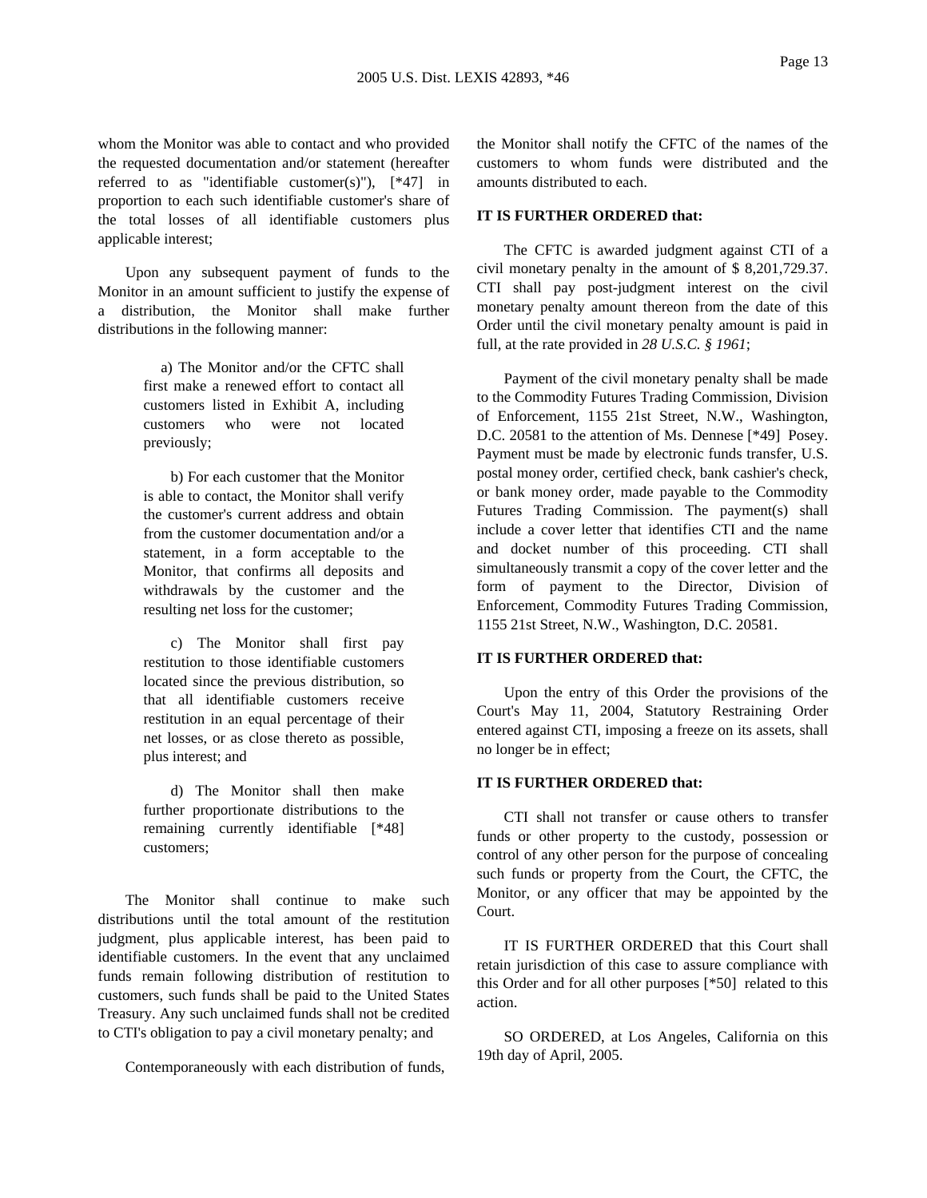whom the Monitor was able to contact and who provided the requested documentation and/or statement (hereafter referred to as "identifiable customer(s)"), [*47] in proportion to each such identifiable customer's share of the total losses of all identifiable customers plus applicable interest;

Upon any subsequent payment of funds to the Monitor in an amount sufficient to justify the expense of a distribution, the Monitor shall make further distributions in the following manner:

> a) The Monitor and/or the CFTC shall first make a renewed effort to contact all customers listed in Exhibit A, including customers who were not located previously;
>
> b) For each customer that the Monitor is able to contact, the Monitor shall verify the customer's current address and obtain from the customer documentation and/or a statement, in a form acceptable to the Monitor, that confirms all deposits and withdrawals by the customer and the resulting net loss for the customer;
>
> c) The Monitor shall first pay restitution to those identifiable customers located since the previous distribution, so that all identifiable customers receive restitution in an equal percentage of their net losses, or as close thereto as possible, plus interest; and
>
> d) The Monitor shall then make further proportionate distributions to the remaining currently identifiable [*48] customers;

The Monitor shall continue to make such distributions until the total amount of the restitution judgment, plus applicable interest, has been paid to identifiable customers. In the event that any unclaimed funds remain following distribution of restitution to customers, such funds shall be paid to the United States Treasury. Any such unclaimed funds shall not be credited to CTI's obligation to pay a civil monetary penalty; and

Contemporaneously with each distribution of funds, the Monitor shall notify the CFTC of the names of the customers to whom funds were distributed and the amounts distributed to each.

**IT IS FURTHER ORDERED that:**

The CFTC is awarded judgment against CTI of a civil monetary penalty in the amount of $ 8,201,729.37. CTI shall pay post-judgment interest on the civil monetary penalty amount thereon from the date of this Order until the civil monetary penalty amount is paid in full, at the rate provided in *28 U.S.C. § 1961*;

Payment of the civil monetary penalty shall be made to the Commodity Futures Trading Commission, Division of Enforcement, 1155 21st Street, N.W., Washington, D.C. 20581 to the attention of Ms. Dennese [*49] Posey. Payment must be made by electronic funds transfer, U.S. postal money order, certified check, bank cashier's check, or bank money order, made payable to the Commodity Futures Trading Commission. The payment(s) shall include a cover letter that identifies CTI and the name and docket number of this proceeding. CTI shall simultaneously transmit a copy of the cover letter and the form of payment to the Director, Division of Enforcement, Commodity Futures Trading Commission, 1155 21st Street, N.W., Washington, D.C. 20581.

**IT IS FURTHER ORDERED that:**

Upon the entry of this Order the provisions of the Court's May 11, 2004, Statutory Restraining Order entered against CTI, imposing a freeze on its assets, shall no longer be in effect;

**IT IS FURTHER ORDERED that:**

CTI shall not transfer or cause others to transfer funds or other property to the custody, possession or control of any other person for the purpose of concealing such funds or property from the Court, the CFTC, the Monitor, or any officer that may be appointed by the Court.

IT IS FURTHER ORDERED that this Court shall retain jurisdiction of this case to assure compliance with this Order and for all other purposes [*50] related to this action.

SO ORDERED, at Los Angeles, California on this 19th day of April, 2005.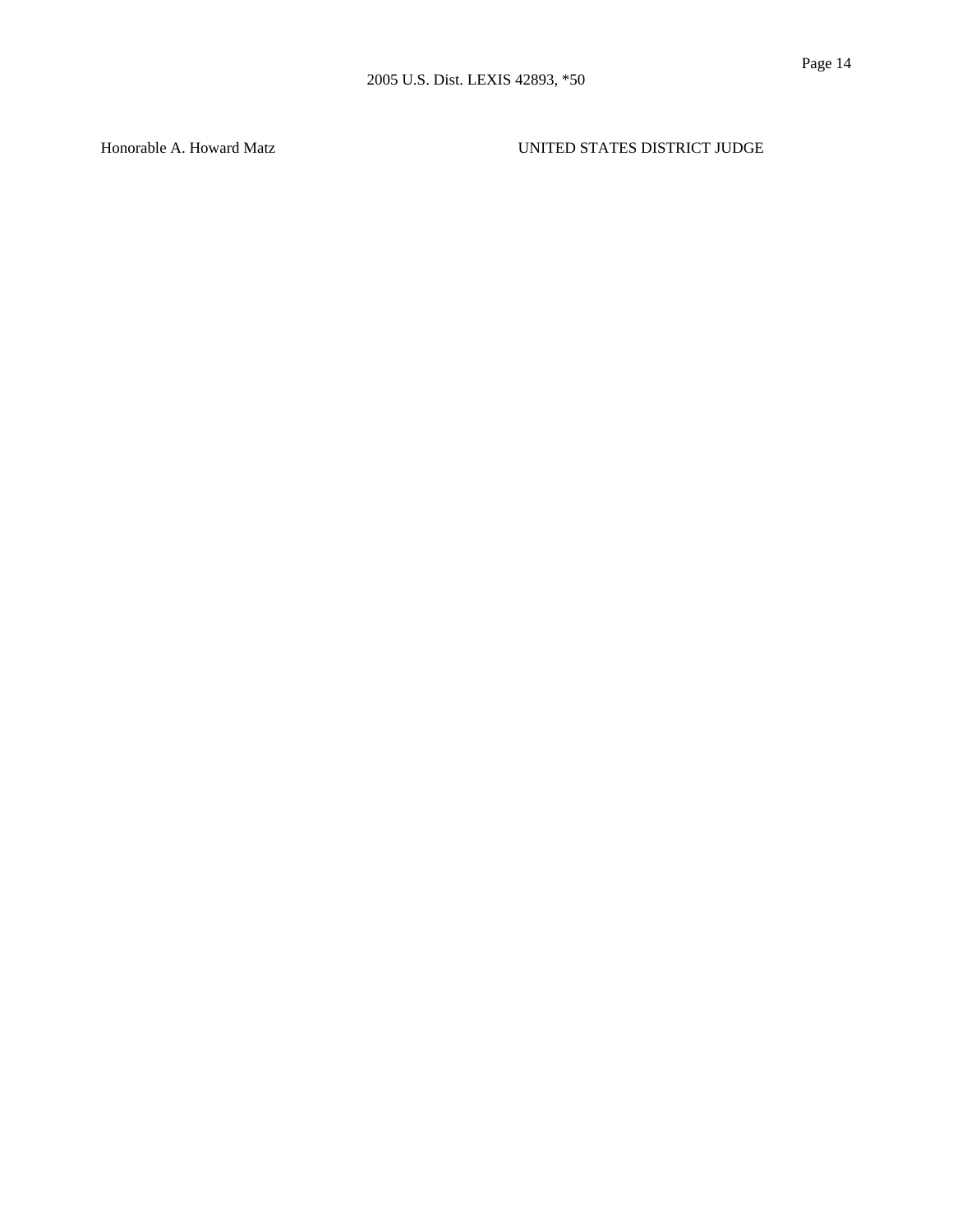Honorable A. Howard Matz UNITED STATES DISTRICT JUDGE